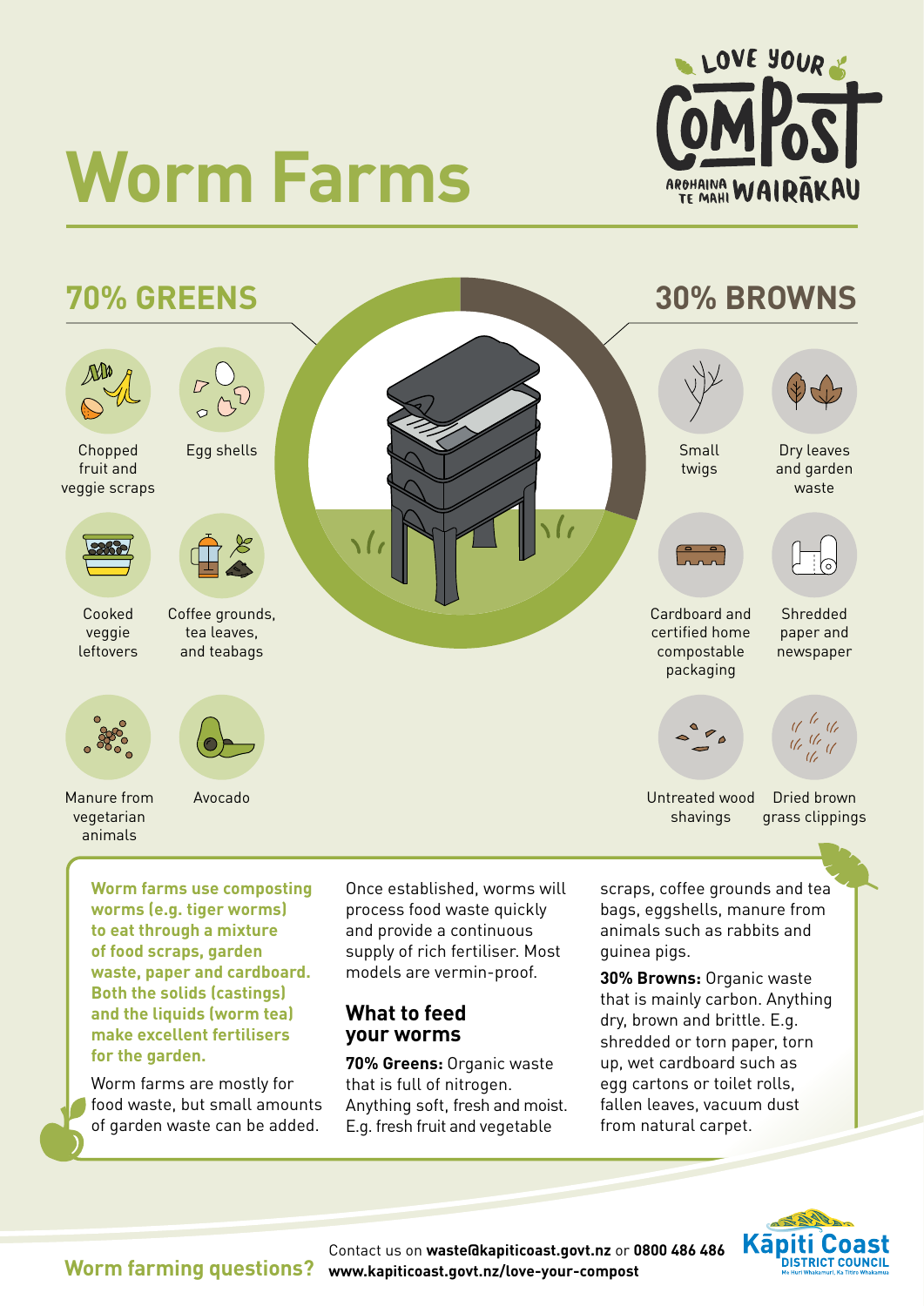# Worm Farms

LOVE YOUR COMPOST
AROHAINA TE MAHI WAIRĀKAU

## 70% GREENS

- Chopped fruit and veggie scraps
- Egg shells
- Cooked veggie leftovers
- Coffee grounds, tea leaves, and teabags
- Manure from vegetarian animals
- Avocado

## 30% BROWNS

- Small twigs
- Dry leaves and garden waste
- Cardboard and certified home compostable packaging
- Shredded paper and newspaper
- Untreated wood shavings
- Dried brown grass clippings

**Worm farms use composting worms (e.g. tiger worms) to eat through a mixture of food scraps, garden waste, paper and cardboard. Both the solids (castings) and the liquids (worm tea) make excellent fertilisers for the garden.**

Worm farms are mostly for food waste, but small amounts of garden waste can be added.

Once established, worms will process food waste quickly and provide a continuous supply of rich fertiliser. Most models are vermin-proof.

### What to feed your worms

**70% Greens:** Organic waste that is full of nitrogen. Anything soft, fresh and moist. E.g. fresh fruit and vegetable scraps, coffee grounds and tea bags, eggshells, manure from animals such as rabbits and guinea pigs.

**30% Browns:** Organic waste that is mainly carbon. Anything dry, brown and brittle. E.g. shredded or torn paper, torn up, wet cardboard such as egg cartons or toilet rolls, fallen leaves, vacuum dust from natural carpet.

**Worm farming questions?** Contact us on **waste@kapiticoast.govt.nz** or **0800 486 486**
**www.kapiticoast.govt.nz/love-your-compost**

Kāpiti Coast District Council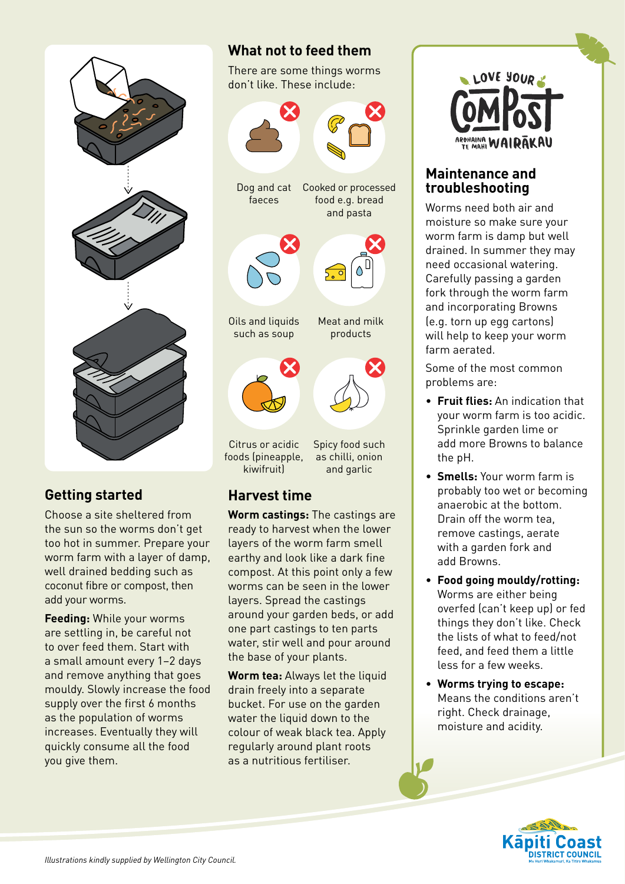## Getting started

Choose a site sheltered from the sun so the worms don't get too hot in summer. Prepare your worm farm with a layer of damp, well drained bedding such as coconut fibre or compost, then add your worms.

**Feeding:** While your worms are settling in, be careful not to over feed them. Start with a small amount every 1–2 days and remove anything that goes mouldy. Slowly increase the food supply over the first 6 months as the population of worms increases. Eventually they will quickly consume all the food you give them.

## What not to feed them

There are some things worms don't like. These include:

- Dog and cat faeces
- Cooked or processed food e.g. bread and pasta
- Oils and liquids such as soup
- Meat and milk products
- Citrus or acidic foods (pineapple, kiwifruit)
- Spicy food such as chilli, onion and garlic

## Harvest time

**Worm castings:** The castings are ready to harvest when the lower layers of the worm farm smell earthy and look like a dark fine compost. At this point only a few worms can be seen in the lower layers. Spread the castings around your garden beds, or add one part castings to ten parts water, stir well and pour around the base of your plants.

**Worm tea:** Always let the liquid drain freely into a separate bucket. For use on the garden water the liquid down to the colour of weak black tea. Apply regularly around plant roots as a nutritious fertiliser.

LOVE YOUR COMPOST

AROHAINA TE MAHI WAIRĀKAU

## Maintenance and troubleshooting

Worms need both air and moisture so make sure your worm farm is damp but well drained. In summer they may need occasional watering. Carefully passing a garden fork through the worm farm and incorporating Browns (e.g. torn up egg cartons) will help to keep your worm farm aerated.

Some of the most common problems are:

- **Fruit flies:** An indication that your worm farm is too acidic. Sprinkle garden lime or add more Browns to balance the pH.
- **Smells:** Your worm farm is probably too wet or becoming anaerobic at the bottom. Drain off the worm tea, remove castings, aerate with a garden fork and add Browns.
- **Food going mouldy/rotting:** Worms are either being overfed (can't keep up) or fed things they don't like. Check the lists of what to feed/not feed, and feed them a little less for a few weeks.
- **Worms trying to escape:** Means the conditions aren't right. Check drainage, moisture and acidity.

Kāpiti Coast DISTRICT COUNCIL

*Illustrations kindly supplied by Wellington City Council.*